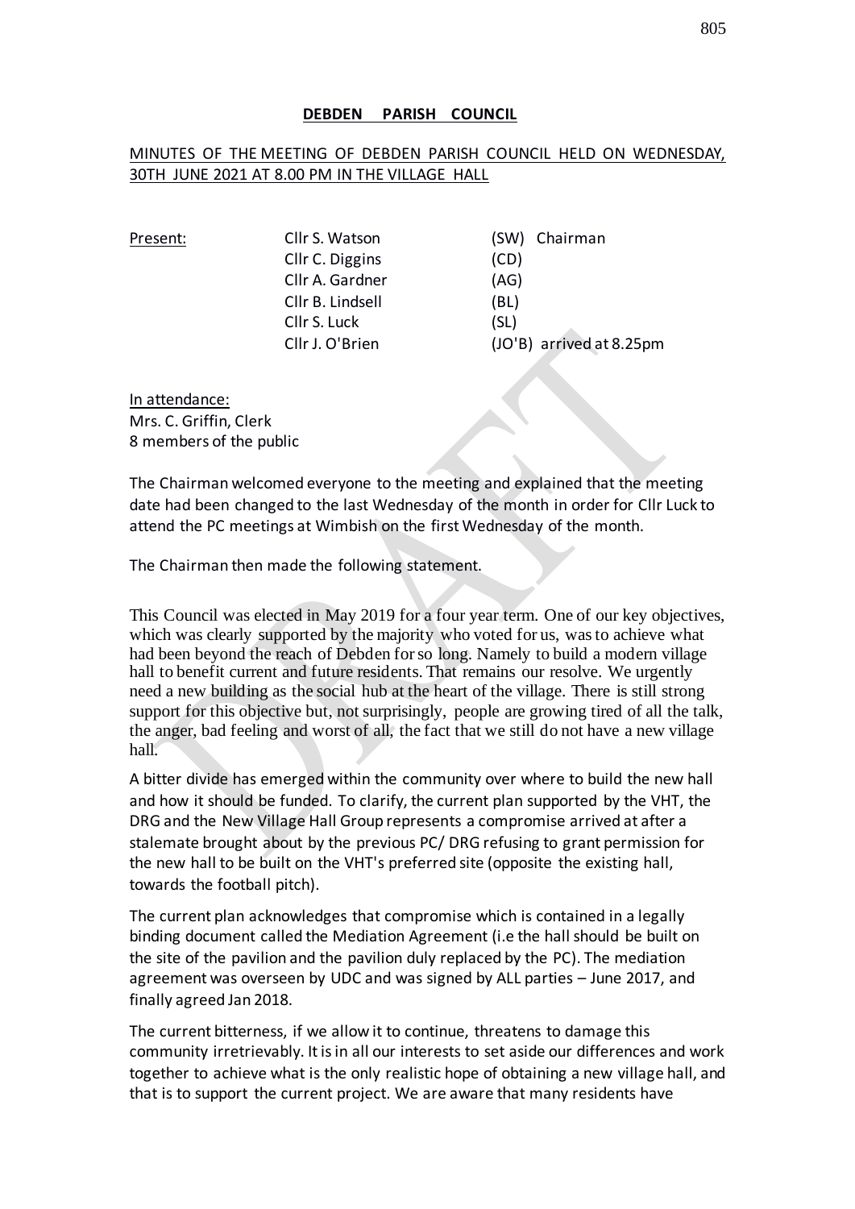# DEBDEN PARISH COUNCIL

MINUTES OF THE MEETING OF DEBDEN PARISH COUNCIL HELD ON WEDNESDAY, 30TH JUNE 2021 AT 8.00 PM IN THE VILLAGE HALL

| Present: | | |
|---|---|---|
| | Cllr S. Watson | (SW) Chairman |
| | Cllr C. Diggins | (CD) |
| | Cllr A. Gardner | (AG) |
| | Cllr B. Lindsell | (BL) |
| | Cllr S. Luck | (SL) |
| | Cllr J. O'Brien | (JO'B) arrived at 8.25pm |

In attendance:
Mrs. C. Griffin, Clerk
8 members of the public

The Chairman welcomed everyone to the meeting and explained that the meeting date had been changed to the last Wednesday of the month in order for Cllr Luck to attend the PC meetings at Wimbish on the first Wednesday of the month.

The Chairman then made the following statement.

This Council was elected in May 2019 for a four year term. One of our key objectives, which was clearly supported by the majority who voted for us, was to achieve what had been beyond the reach of Debden for so long. Namely to build a modern village hall to benefit current and future residents. That remains our resolve. We urgently need a new building as the social hub at the heart of the village. There is still strong support for this objective but, not surprisingly, people are growing tired of all the talk, the anger, bad feeling and worst of all, the fact that we still do not have a new village hall.

A bitter divide has emerged within the community over where to build the new hall and how it should be funded. To clarify, the current plan supported by the VHT, the DRG and the New Village Hall Group represents a compromise arrived at after a stalemate brought about by the previous PC/ DRG refusing to grant permission for the new hall to be built on the VHT's preferred site (opposite the existing hall, towards the football pitch).

The current plan acknowledges that compromise which is contained in a legally binding document called the Mediation Agreement (i.e the hall should be built on the site of the pavilion and the pavilion duly replaced by the PC). The mediation agreement was overseen by UDC and was signed by ALL parties – June 2017, and finally agreed Jan 2018.

The current bitterness, if we allow it to continue, threatens to damage this community irretrievably. It is in all our interests to set aside our differences and work together to achieve what is the only realistic hope of obtaining a new village hall, and that is to support the current project. We are aware that many residents have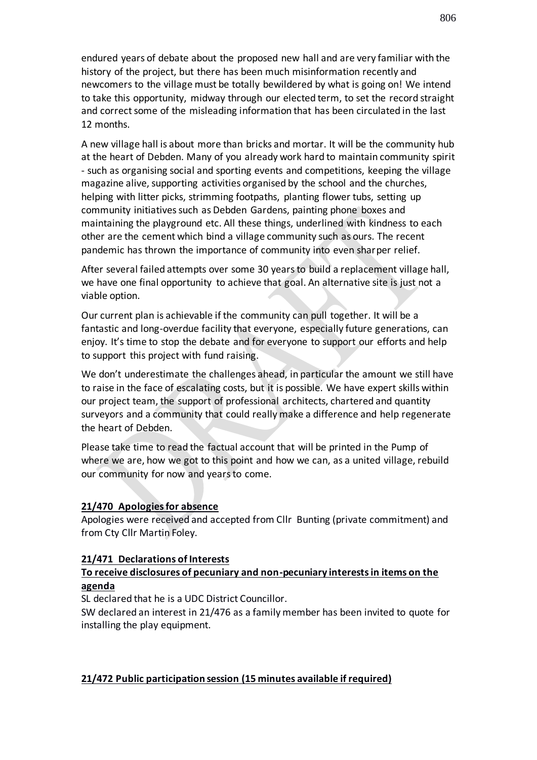endured years of debate about the proposed new hall and are very familiar with the history of the project, but there has been much misinformation recently and newcomers to the village must be totally bewildered by what is going on! We intend to take this opportunity, midway through our elected term, to set the record straight and correct some of the misleading information that has been circulated in the last 12 months.

A new village hall is about more than bricks and mortar. It will be the community hub at the heart of Debden. Many of you already work hard to maintain community spirit - such as organising social and sporting events and competitions, keeping the village magazine alive, supporting activities organised by the school and the churches, helping with litter picks, strimming footpaths, planting flower tubs, setting up community initiatives such as Debden Gardens, painting phone boxes and maintaining the playground etc. All these things, underlined with kindness to each other are the cement which bind a village community such as ours. The recent pandemic has thrown the importance of community into even sharper relief.

After several failed attempts over some 30 years to build a replacement village hall, we have one final opportunity to achieve that goal. An alternative site is just not a viable option.

Our current plan is achievable if the community can pull together. It will be a fantastic and long-overdue facility that everyone, especially future generations, can enjoy. It's time to stop the debate and for everyone to support our efforts and help to support this project with fund raising.

We don't underestimate the challenges ahead, in particular the amount we still have to raise in the face of escalating costs, but it is possible. We have expert skills within our project team, the support of professional architects, chartered and quantity surveyors and a community that could really make a difference and help regenerate the heart of Debden.

Please take time to read the factual account that will be printed in the Pump of where we are, how we got to this point and how we can, as a united village, rebuild our community for now and years to come.

**21/470 Apologies for absence**

Apologies were received and accepted from Cllr Bunting (private commitment) and from Cty Cllr Martin Foley.

**21/471 Declarations of Interests**

**To receive disclosures of pecuniary and non-pecuniary interests in items on the agenda**

SL declared that he is a UDC District Councillor.

SW declared an interest in 21/476 as a family member has been invited to quote for installing the play equipment.

**21/472 Public participation session (15 minutes available if required)**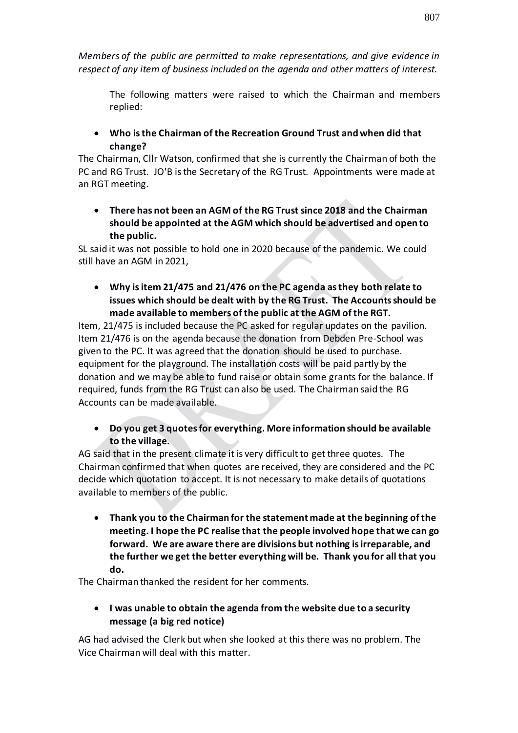*Members of the public are permitted to make representations, and give evidence in respect of any item of business included on the agenda and other matters of interest.*

The following matters were raised to which the Chairman and members replied:

- **Who is the Chairman of the Recreation Ground Trust and when did that change?**

The Chairman, Cllr Watson, confirmed that she is currently the Chairman of both the PC and RG Trust. JO'B is the Secretary of the RG Trust. Appointments were made at an RGT meeting.

- **There has not been an AGM of the RG Trust since 2018 and the Chairman should be appointed at the AGM which should be advertised and open to the public.**

SL said it was not possible to hold one in 2020 because of the pandemic. We could still have an AGM in 2021,

- **Why is item 21/475 and 21/476 on the PC agenda as they both relate to issues which should be dealt with by the RG Trust. The Accounts should be made available to members of the public at the AGM of the RGT.**

Item, 21/475 is included because the PC asked for regular updates on the pavilion. Item 21/476 is on the agenda because the donation from Debden Pre-School was given to the PC. It was agreed that the donation should be used to purchase. equipment for the playground. The installation costs will be paid partly by the donation and we may be able to fund raise or obtain some grants for the balance. If required, funds from the RG Trust can also be used. The Chairman said the RG Accounts can be made available.

- **Do you get 3 quotes for everything. More information should be available to the village.**

AG said that in the present climate it is very difficult to get three quotes. The Chairman confirmed that when quotes are received, they are considered and the PC decide which quotation to accept. It is not necessary to make details of quotations available to members of the public.

- **Thank you to the Chairman for the statement made at the beginning of the meeting. I hope the PC realise that the people involved hope that we can go forward. We are aware there are divisions but nothing is irreparable, and the further we get the better everything will be. Thank you for all that you do.**

The Chairman thanked the resident for her comments.

- **I was unable to obtain the agenda from the website due to a security message (a big red notice)**

AG had advised the Clerk but when she looked at this there was no problem. The Vice Chairman will deal with this matter.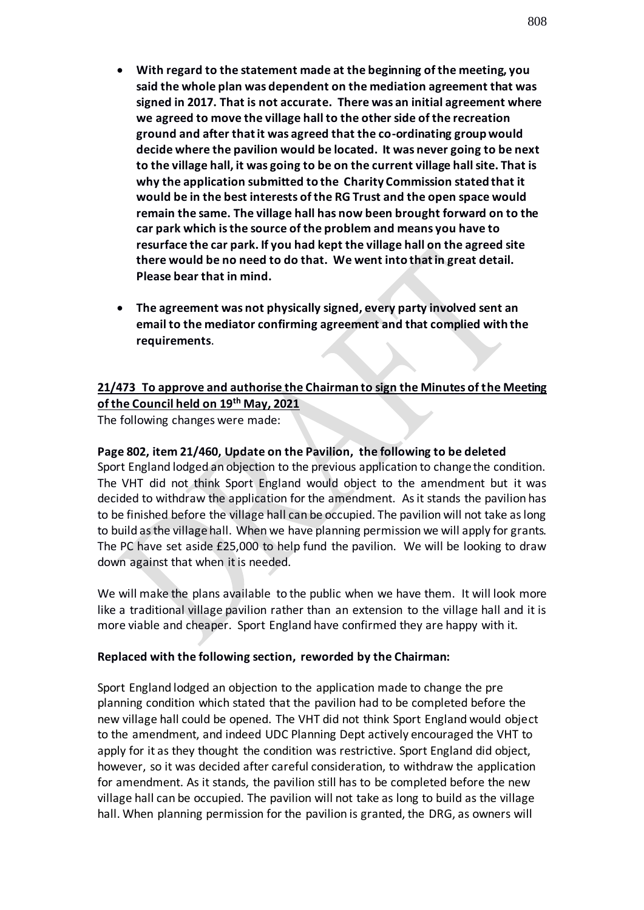- **With regard to the statement made at the beginning of the meeting, you said the whole plan was dependent on the mediation agreement that was signed in 2017. That is not accurate. There was an initial agreement where we agreed to move the village hall to the other side of the recreation ground and after that it was agreed that the co-ordinating group would decide where the pavilion would be located. It was never going to be next to the village hall, it was going to be on the current village hall site. That is why the application submitted to the Charity Commission stated that it would be in the best interests of the RG Trust and the open space would remain the same. The village hall has now been brought forward on to the car park which is the source of the problem and means you have to resurface the car park. If you had kept the village hall on the agreed site there would be no need to do that. We went into that in great detail. Please bear that in mind.**

- **The agreement was not physically signed, every party involved sent an email to the mediator confirming agreement and that complied with the requirements**.

**21/473 To approve and authorise the Chairman to sign the Minutes of the Meeting of the Council held on 19th May, 2021**

The following changes were made:

**Page 802, item 21/460, Update on the Pavilion, the following to be deleted**

Sport England lodged an objection to the previous application to change the condition. The VHT did not think Sport England would object to the amendment but it was decided to withdraw the application for the amendment. As it stands the pavilion has to be finished before the village hall can be occupied. The pavilion will not take as long to build as the village hall. When we have planning permission we will apply for grants. The PC have set aside £25,000 to help fund the pavilion. We will be looking to draw down against that when it is needed.

We will make the plans available to the public when we have them. It will look more like a traditional village pavilion rather than an extension to the village hall and it is more viable and cheaper. Sport England have confirmed they are happy with it.

**Replaced with the following section, reworded by the Chairman:**

Sport England lodged an objection to the application made to change the pre planning condition which stated that the pavilion had to be completed before the new village hall could be opened. The VHT did not think Sport England would object to the amendment, and indeed UDC Planning Dept actively encouraged the VHT to apply for it as they thought the condition was restrictive. Sport England did object, however, so it was decided after careful consideration, to withdraw the application for amendment. As it stands, the pavilion still has to be completed before the new village hall can be occupied. The pavilion will not take as long to build as the village hall. When planning permission for the pavilion is granted, the DRG, as owners will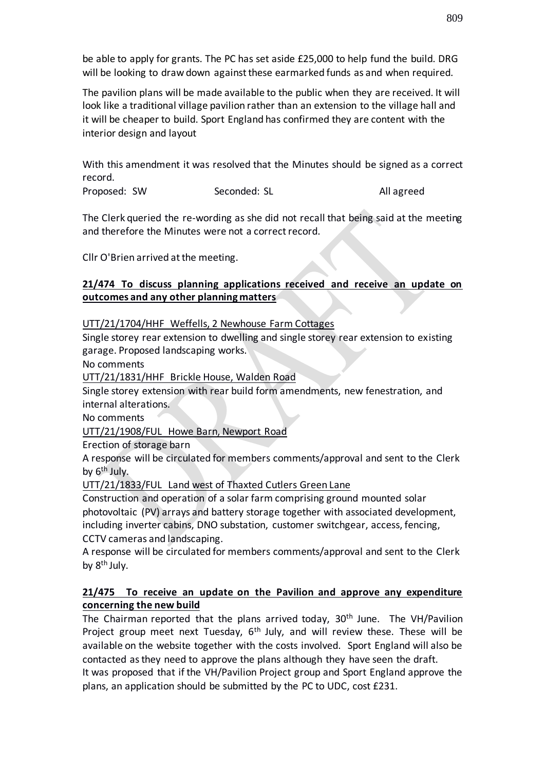be able to apply for grants. The PC has set aside £25,000 to help fund the build. DRG will be looking to draw down against these earmarked funds as and when required.

The pavilion plans will be made available to the public when they are received. It will look like a traditional village pavilion rather than an extension to the village hall and it will be cheaper to build. Sport England has confirmed they are content with the interior design and layout

With this amendment it was resolved that the Minutes should be signed as a correct record.

Proposed: SW Seconded: SL All agreed

The Clerk queried the re-wording as she did not recall that being said at the meeting and therefore the Minutes were not a correct record.

Cllr O'Brien arrived at the meeting.

**21/474 To discuss planning applications received and receive an update on outcomes and any other planning matters**

UTT/21/1704/HHF Weffells, 2 Newhouse Farm Cottages

Single storey rear extension to dwelling and single storey rear extension to existing garage. Proposed landscaping works.

No comments

UTT/21/1831/HHF Brickle House, Walden Road

Single storey extension with rear build form amendments, new fenestration, and internal alterations.

No comments

UTT/21/1908/FUL Howe Barn, Newport Road

Erection of storage barn

A response will be circulated for members comments/approval and sent to the Clerk by 6th July.

UTT/21/1833/FUL Land west of Thaxted Cutlers Green Lane

Construction and operation of a solar farm comprising ground mounted solar photovoltaic (PV) arrays and battery storage together with associated development, including inverter cabins, DNO substation, customer switchgear, access, fencing, CCTV cameras and landscaping.

A response will be circulated for members comments/approval and sent to the Clerk by 8th July.

**21/475 To receive an update on the Pavilion and approve any expenditure concerning the new build**

The Chairman reported that the plans arrived today, 30th June. The VH/Pavilion Project group meet next Tuesday, 6th July, and will review these. These will be available on the website together with the costs involved. Sport England will also be contacted as they need to approve the plans although they have seen the draft.

It was proposed that if the VH/Pavilion Project group and Sport England approve the plans, an application should be submitted by the PC to UDC, cost £231.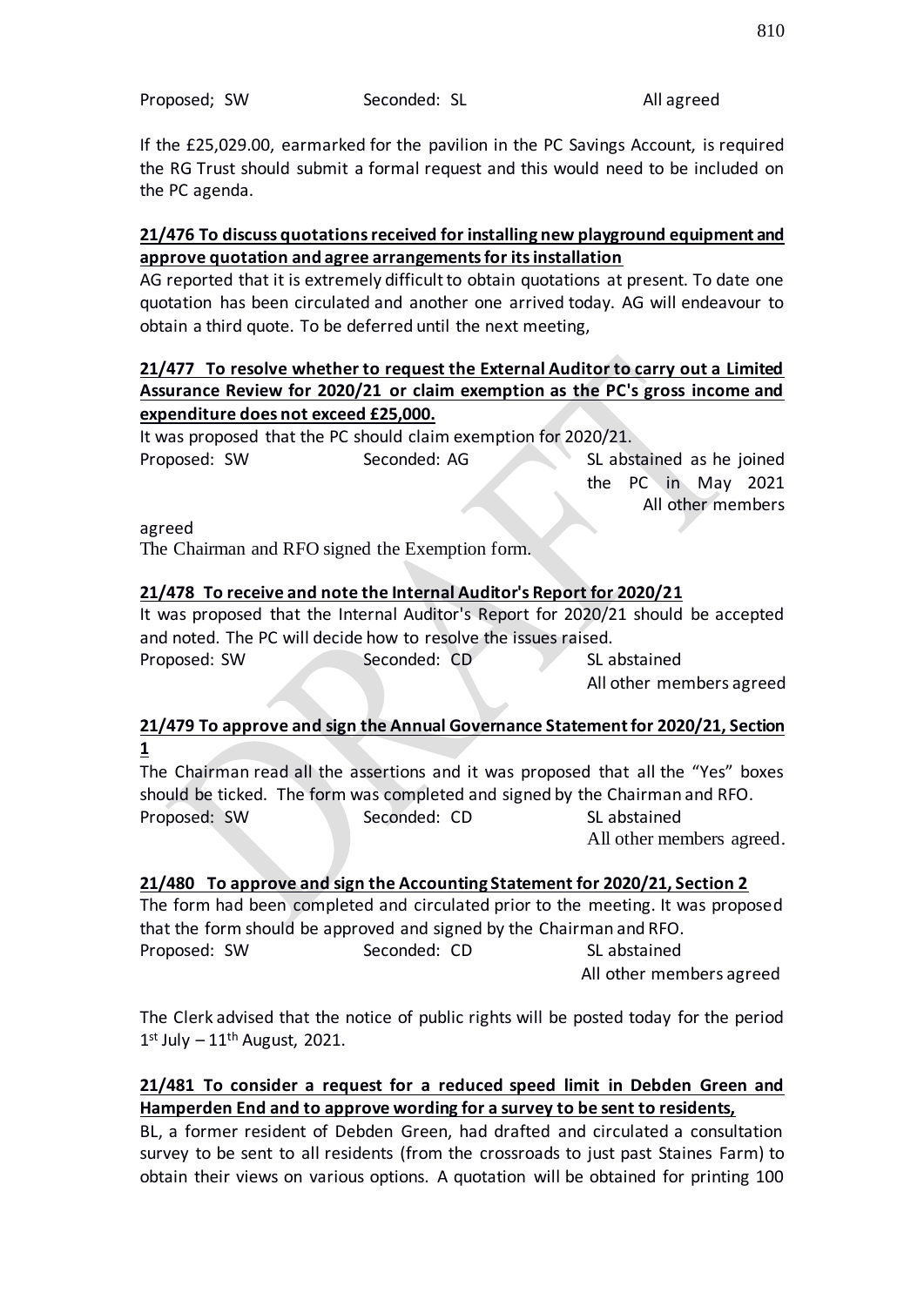Proposed; SW Seconded: SL All agreed

If the £25,029.00, earmarked for the pavilion in the PC Savings Account, is required the RG Trust should submit a formal request and this would need to be included on the PC agenda.

**21/476 To discuss quotations received for installing new playground equipment and approve quotation and agree arrangements for its installation**

AG reported that it is extremely difficult to obtain quotations at present. To date one quotation has been circulated and another one arrived today. AG will endeavour to obtain a third quote. To be deferred until the next meeting,

**21/477 To resolve whether to request the External Auditor to carry out a Limited Assurance Review for 2020/21 or claim exemption as the PC's gross income and expenditure does not exceed £25,000.**

It was proposed that the PC should claim exemption for 2020/21.

Proposed: SW Seconded: AG SL abstained as he joined the PC in May 2021
All other members agreed

The Chairman and RFO signed the Exemption form.

**21/478 To receive and note the Internal Auditor's Report for 2020/21**

It was proposed that the Internal Auditor's Report for 2020/21 should be accepted and noted. The PC will decide how to resolve the issues raised.

Proposed: SW Seconded: CD SL abstained
All other members agreed

**21/479 To approve and sign the Annual Governance Statement for 2020/21, Section 1**

The Chairman read all the assertions and it was proposed that all the "Yes" boxes should be ticked. The form was completed and signed by the Chairman and RFO.

Proposed: SW Seconded: CD SL abstained
All other members agreed.

**21/480 To approve and sign the Accounting Statement for 2020/21, Section 2**

The form had been completed and circulated prior to the meeting. It was proposed that the form should be approved and signed by the Chairman and RFO.

Proposed: SW Seconded: CD SL abstained
All other members agreed

The Clerk advised that the notice of public rights will be posted today for the period 1st July – 11th August, 2021.

**21/481 To consider a request for a reduced speed limit in Debden Green and Hamperden End and to approve wording for a survey to be sent to residents,**

BL, a former resident of Debden Green, had drafted and circulated a consultation survey to be sent to all residents (from the crossroads to just past Staines Farm) to obtain their views on various options. A quotation will be obtained for printing 100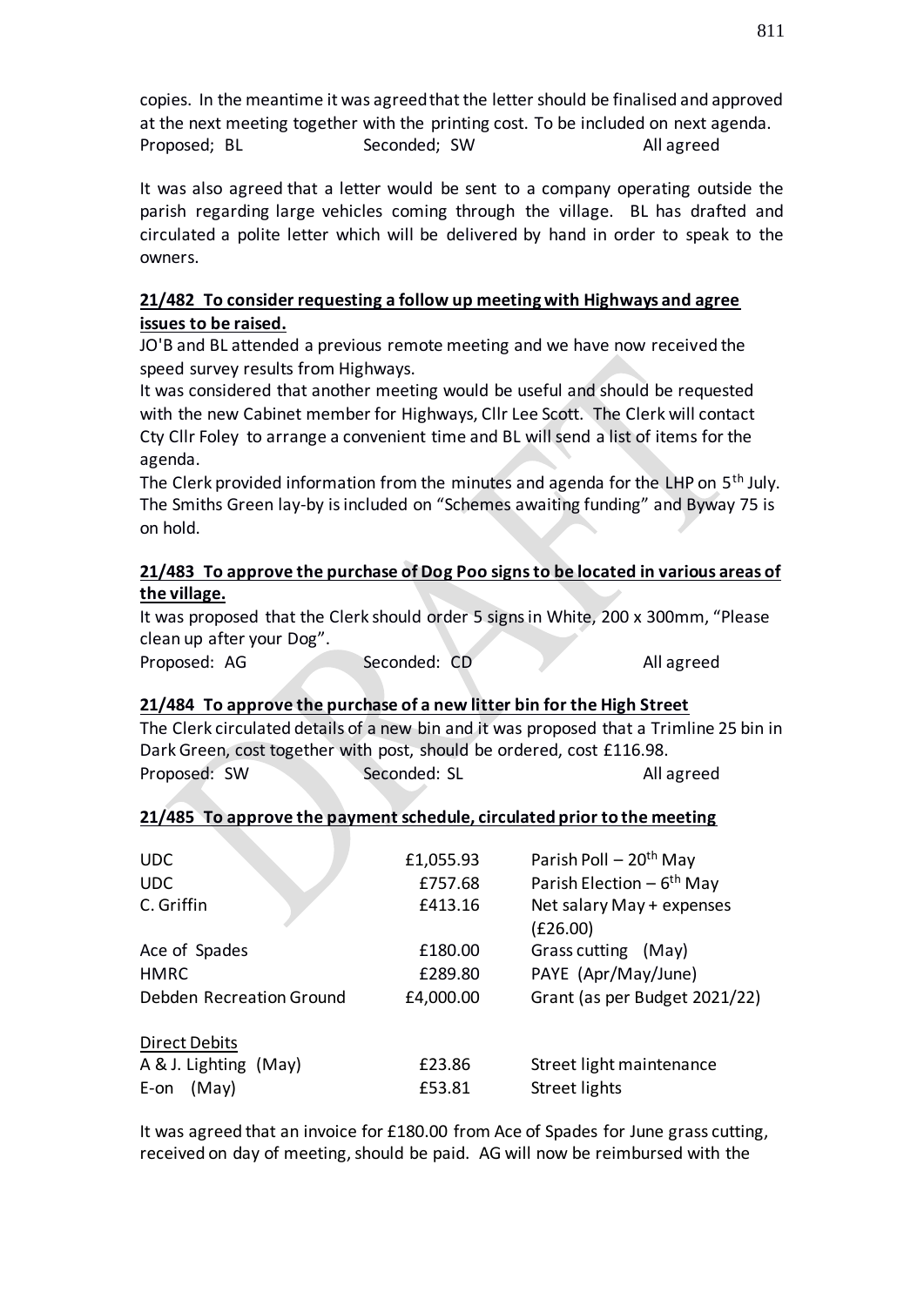copies. In the meantime it was agreed that the letter should be finalised and approved at the next meeting together with the printing cost. To be included on next agenda.

Proposed; BL Seconded; SW All agreed

It was also agreed that a letter would be sent to a company operating outside the parish regarding large vehicles coming through the village. BL has drafted and circulated a polite letter which will be delivered by hand in order to speak to the owners.

**21/482 To consider requesting a follow up meeting with Highways and agree issues to be raised.**

JO'B and BL attended a previous remote meeting and we have now received the speed survey results from Highways.

It was considered that another meeting would be useful and should be requested with the new Cabinet member for Highways, Cllr Lee Scott. The Clerk will contact Cty Cllr Foley to arrange a convenient time and BL will send a list of items for the agenda.

The Clerk provided information from the minutes and agenda for the LHP on 5th July. The Smiths Green lay-by is included on "Schemes awaiting funding" and Byway 75 is on hold.

**21/483 To approve the purchase of Dog Poo signs to be located in various areas of the village.**

It was proposed that the Clerk should order 5 signs in White, 200 x 300mm, "Please clean up after your Dog".

Proposed: AG Seconded: CD All agreed

**21/484 To approve the purchase of a new litter bin for the High Street**

The Clerk circulated details of a new bin and it was proposed that a Trimline 25 bin in Dark Green, cost together with post, should be ordered, cost £116.98.

Proposed: SW Seconded: SL All agreed

**21/485 To approve the payment schedule, circulated prior to the meeting**

| | | |
|---|---|---|
| UDC | £1,055.93 | Parish Poll – 20th May |
| UDC | £757.68 | Parish Election – 6th May |
| C. Griffin | £413.16 | Net salary May + expenses (£26.00) |
| Ace of Spades | £180.00 | Grass cutting (May) |
| HMRC | £289.80 | PAYE (Apr/May/June) |
| Debden Recreation Ground | £4,000.00 | Grant (as per Budget 2021/22) |
| Direct Debits | | |
| A & J. Lighting (May) | £23.86 | Street light maintenance |
| E-on (May) | £53.81 | Street lights |

It was agreed that an invoice for £180.00 from Ace of Spades for June grass cutting, received on day of meeting, should be paid. AG will now be reimbursed with the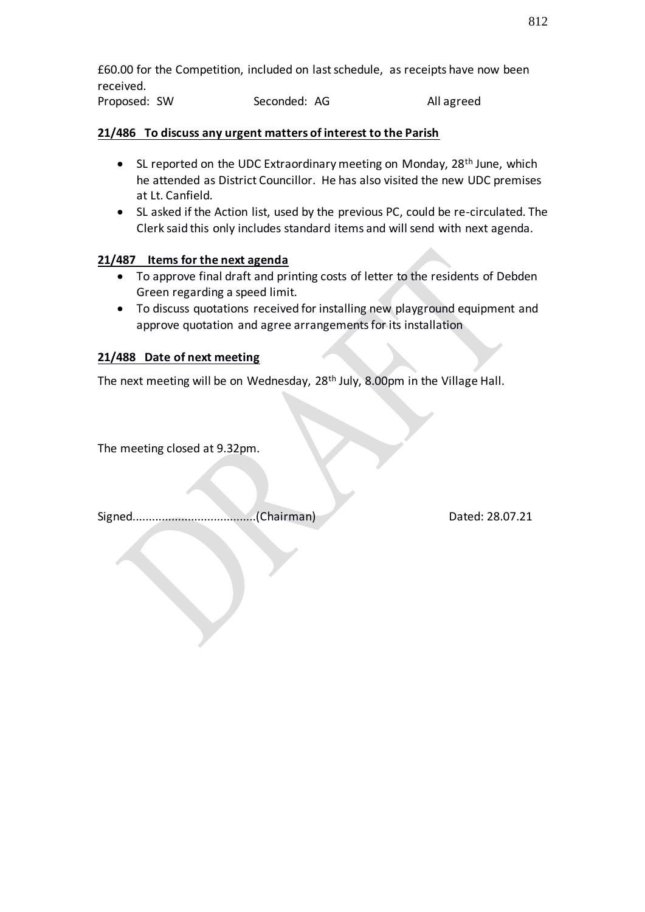£60.00 for the Competition, included on last schedule, as receipts have now been received.

Proposed: SW Seconded: AG All agreed

**21/486 To discuss any urgent matters of interest to the Parish**

- SL reported on the UDC Extraordinary meeting on Monday, 28th June, which he attended as District Councillor. He has also visited the new UDC premises at Lt. Canfield.
- SL asked if the Action list, used by the previous PC, could be re-circulated. The Clerk said this only includes standard items and will send with next agenda.

**21/487 Items for the next agenda**

- To approve final draft and printing costs of letter to the residents of Debden Green regarding a speed limit.
- To discuss quotations received for installing new playground equipment and approve quotation and agree arrangements for its installation

**21/488 Date of next meeting**

The next meeting will be on Wednesday, 28th July, 8.00pm in the Village Hall.

The meeting closed at 9.32pm.

Signed.....................................(Chairman) Dated: 28.07.21